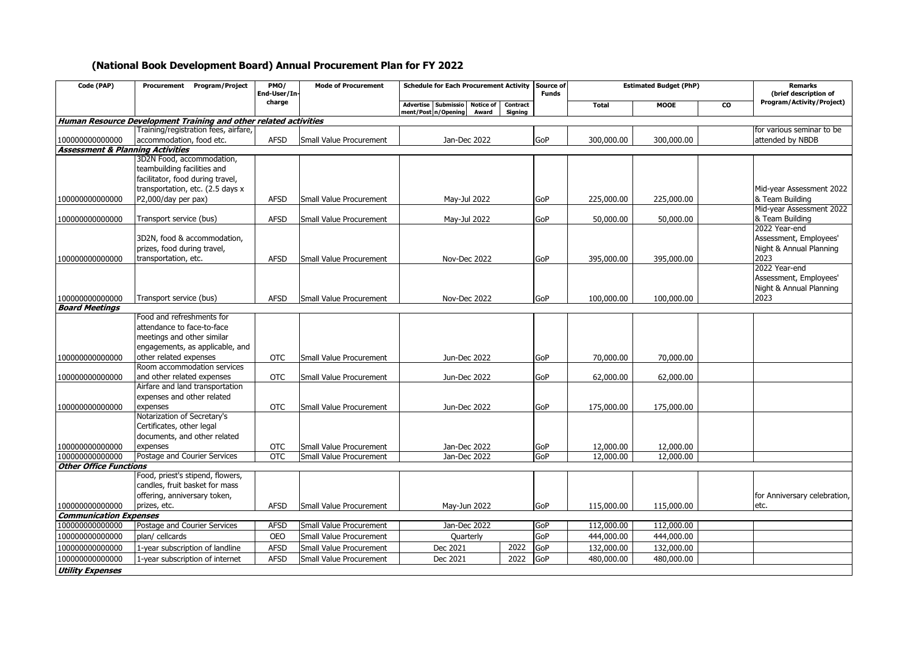# (National Book Development Board) Annual Procurement Plan for FY 2022

| Code (PAP) | Procurement Program/Project | PMO/ End-User/In-charge | Mode of Procurement | Schedule for Each Procurement Activity | | | | Source of Funds | Estimated Budget (PhP) | | | Remarks (brief description of Program/Activity/Project) |
|---|---|---|---|---|---|---|---|---|---|---|---|---|
| | | | | Advertisement/Post | Submission/Opening | Notice of Award | Contract Signing | | Total | MOOE | CO | |
| ***Human Resource Development Training and other related activities*** | | | | | | | | | | | | |
| 100000000000000 | Training/registration fees, airfare, accommodation, food etc. | AFSD | Small Value Procurement | Jan-Dec 2022 | | | | GoP | 300,000.00 | 300,000.00 | | for various seminar to be attended by NBDB |
| ***Assessment & Planning Activities*** | | | | | | | | | | | | |
| 100000000000000 | 3D2N Food, accommodation, teambuilding facilities and facilitator, food during travel, transportation, etc. (2.5 days x P2,000/day per pax) | AFSD | Small Value Procurement | May-Jul 2022 | | | | GoP | 225,000.00 | 225,000.00 | | Mid-year Assessment 2022 & Team Building |
| 100000000000000 | Transport service (bus) | AFSD | Small Value Procurement | May-Jul 2022 | | | | GoP | 50,000.00 | 50,000.00 | | Mid-year Assessment 2022 & Team Building |
| 100000000000000 | 3D2N, food & accommodation, prizes, food during travel, transportation, etc. | AFSD | Small Value Procurement | Nov-Dec 2022 | | | | GoP | 395,000.00 | 395,000.00 | | 2022 Year-end Assessment, Employees' Night & Annual Planning 2023 |
| 100000000000000 | Transport service (bus) | AFSD | Small Value Procurement | Nov-Dec 2022 | | | | GoP | 100,000.00 | 100,000.00 | | 2022 Year-end Assessment, Employees' Night & Annual Planning 2023 |
| ***Board Meetings*** | | | | | | | | | | | | |
| 100000000000000 | Food and refreshments for attendance to face-to-face meetings and other similar engagements, as applicable, and other related expenses | OTC | Small Value Procurement | Jun-Dec 2022 | | | | GoP | 70,000.00 | 70,000.00 | | |
| 100000000000000 | Room accommodation services and other related expenses | OTC | Small Value Procurement | Jun-Dec 2022 | | | | GoP | 62,000.00 | 62,000.00 | | |
| 100000000000000 | Airfare and land transportation expenses and other related expenses | OTC | Small Value Procurement | Jun-Dec 2022 | | | | GoP | 175,000.00 | 175,000.00 | | |
| 100000000000000 | Notarization of Secretary's Certificates, other legal documents, and other related expenses | OTC | Small Value Procurement | Jan-Dec 2022 | | | | GoP | 12,000.00 | 12,000.00 | | |
| 100000000000000 | Postage and Courier Services | OTC | Small Value Procurement | Jan-Dec 2022 | | | | GoP | 12,000.00 | 12,000.00 | | |
| ***Other Office Functions*** | | | | | | | | | | | | |
| 100000000000000 | Food, priest's stipend, flowers, candles, fruit basket for mass offering, anniversary token, prizes, etc. | AFSD | Small Value Procurement | May-Jun 2022 | | | | GoP | 115,000.00 | 115,000.00 | | for Anniversary celebration, etc. |
| ***Communication Expenses*** | | | | | | | | | | | | |
| 100000000000000 | Postage and Courier Services | AFSD | Small Value Procurement | Jan-Dec 2022 | | | | GoP | 112,000.00 | 112,000.00 | | |
| 100000000000000 | plan/ cellcards | OEO | Small Value Procurement | Quarterly | | | | GoP | 444,000.00 | 444,000.00 | | |
| 100000000000000 | 1-year subscription of landline | AFSD | Small Value Procurement | Dec 2021 | | | 2022 | GoP | 132,000.00 | 132,000.00 | | |
| 100000000000000 | 1-year subscription of internet | AFSD | Small Value Procurement | Dec 2021 | | | 2022 | GoP | 480,000.00 | 480,000.00 | | |
| ***Utility Expenses*** | | | | | | | | | | | | |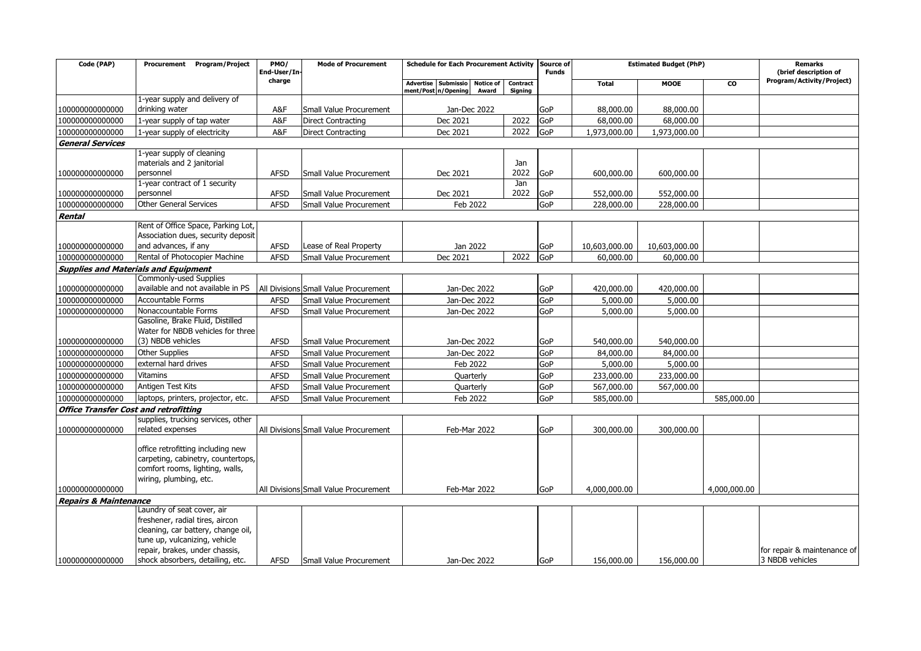| Code (PAP) | Procurement Program/Project | PMO/ End-User/In-charge | Mode of Procurement | Schedule for Each Procurement Activity | | | | Source of Funds | Estimated Budget (PhP) | | | Remarks (brief description of Program/Activity/Project) |
|---|---|---|---|---|---|---|---|---|---|---|---|---|
| | | | | Advertisement/Posting | Submission/Opening | Notice of Award | Contract Signing | | Total | MOOE | CO | |
| 100000000000000 | 1-year supply and delivery of drinking water | A&F | Small Value Procurement | Jan-Dec 2022 | | | | GoP | 88,000.00 | 88,000.00 | | |
| 100000000000000 | 1-year supply of tap water | A&F | Direct Contracting | Dec 2021 | | | 2022 | GoP | 68,000.00 | 68,000.00 | | |
| 100000000000000 | 1-year supply of electricity | A&F | Direct Contracting | Dec 2021 | | | 2022 | GoP | 1,973,000.00 | 1,973,000.00 | | |
| ***General Services*** | | | | | | | | | | | | |
| 100000000000000 | 1-year supply of cleaning materials and 2 janitorial personnel | AFSD | Small Value Procurement | Dec 2021 | | | Jan 2022 | GoP | 600,000.00 | 600,000.00 | | |
| 100000000000000 | 1-year contract of 1 security personnel | AFSD | Small Value Procurement | Dec 2021 | | | Jan 2022 | GoP | 552,000.00 | 552,000.00 | | |
| 100000000000000 | Other General Services | AFSD | Small Value Procurement | Feb 2022 | | | | GoP | 228,000.00 | 228,000.00 | | |
| ***Rental*** | | | | | | | | | | | | |
| 100000000000000 | Rent of Office Space, Parking Lot, Association dues, security deposit and advances, if any | AFSD | Lease of Real Property | Jan 2022 | | | | GoP | 10,603,000.00 | 10,603,000.00 | | |
| 100000000000000 | Rental of Photocopier Machine | AFSD | Small Value Procurement | Dec 2021 | | | 2022 | GoP | 60,000.00 | 60,000.00 | | |
| ***Supplies and Materials and Equipment*** | | | | | | | | | | | | |
| 100000000000000 | Commonly-used Supplies available and not available in PS | All Divisions | Small Value Procurement | Jan-Dec 2022 | | | | GoP | 420,000.00 | 420,000.00 | | |
| 100000000000000 | Accountable Forms | AFSD | Small Value Procurement | Jan-Dec 2022 | | | | GoP | 5,000.00 | 5,000.00 | | |
| 100000000000000 | Nonaccountable Forms | AFSD | Small Value Procurement | Jan-Dec 2022 | | | | GoP | 5,000.00 | 5,000.00 | | |
| 100000000000000 | Gasoline, Brake Fluid, Distilled Water for NBDB vehicles for three (3) NBDB vehicles | AFSD | Small Value Procurement | Jan-Dec 2022 | | | | GoP | 540,000.00 | 540,000.00 | | |
| 100000000000000 | Other Supplies | AFSD | Small Value Procurement | Jan-Dec 2022 | | | | GoP | 84,000.00 | 84,000.00 | | |
| 100000000000000 | external hard drives | AFSD | Small Value Procurement | Feb 2022 | | | | GoP | 5,000.00 | 5,000.00 | | |
| 100000000000000 | Vitamins | AFSD | Small Value Procurement | Quarterly | | | | GoP | 233,000.00 | 233,000.00 | | |
| 100000000000000 | Antigen Test Kits | AFSD | Small Value Procurement | Quarterly | | | | GoP | 567,000.00 | 567,000.00 | | |
| 100000000000000 | laptops, printers, projector, etc. | AFSD | Small Value Procurement | Feb 2022 | | | | GoP | 585,000.00 | | 585,000.00 | |
| ***Office Transfer Cost and retrofitting*** | | | | | | | | | | | | |
| 100000000000000 | supplies, trucking services, other related expenses | All Divisions | Small Value Procurement | Feb-Mar 2022 | | | | GoP | 300,000.00 | 300,000.00 | | |
| 100000000000000 | office retrofitting including new carpeting, cabinetry, countertops, comfort rooms, lighting, walls, wiring, plumbing, etc. | All Divisions | Small Value Procurement | Feb-Mar 2022 | | | | GoP | 4,000,000.00 | | 4,000,000.00 | |
| ***Repairs & Maintenance*** | | | | | | | | | | | | |
| 100000000000000 | Laundry of seat cover, air freshener, radial tires, aircon cleaning, car battery, change oil, tune up, vulcanizing, vehicle repair, brakes, under chassis, shock absorbers, detailing, etc. | AFSD | Small Value Procurement | Jan-Dec 2022 | | | | GoP | 156,000.00 | 156,000.00 | | for repair & maintenance of 3 NBDB vehicles |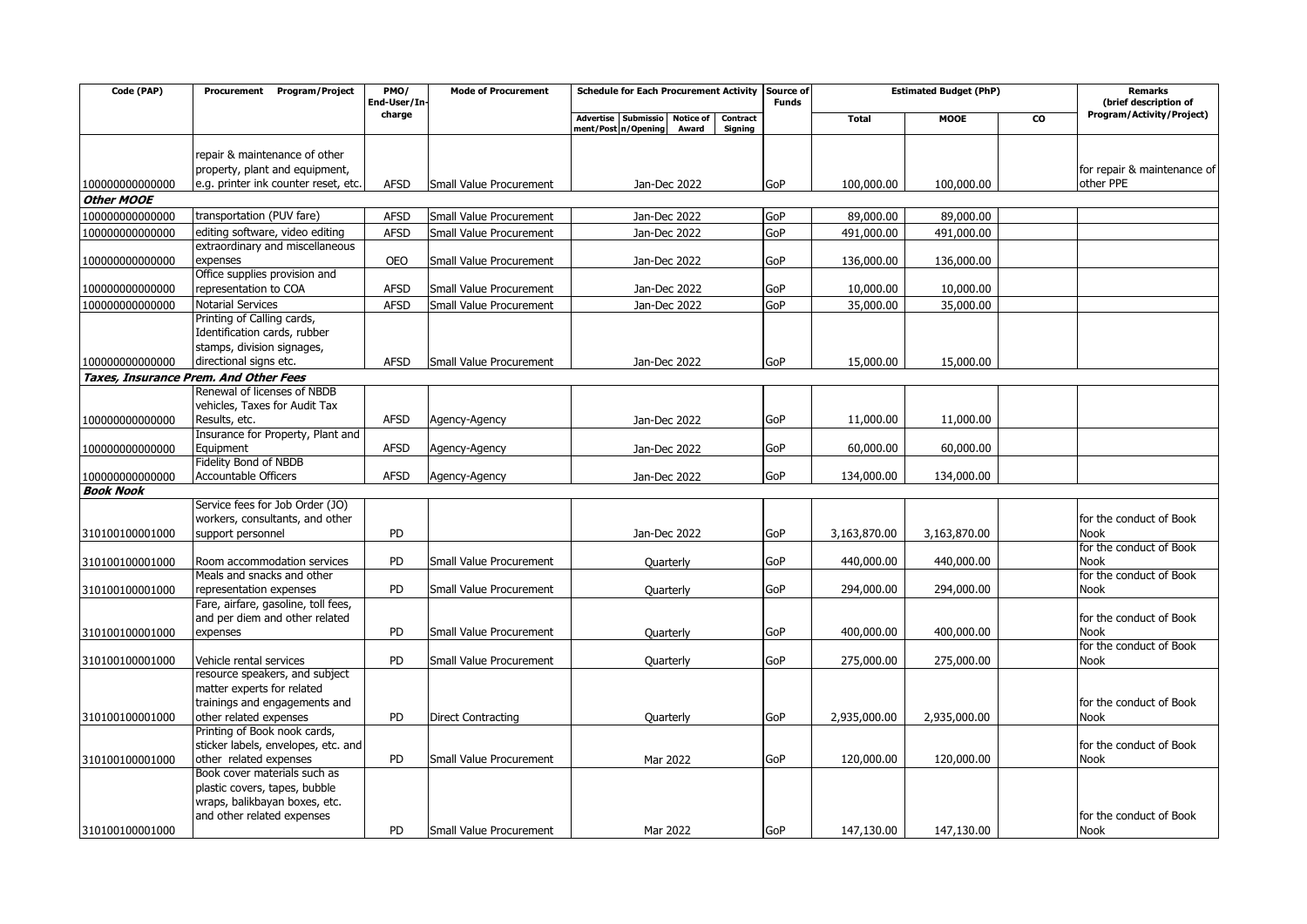| Code (PAP) | Procurement Program/Project | PMO/ End-User/In-charge | Mode of Procurement | Schedule for Each Procurement Activity | | | | Source of Funds | Estimated Budget (PhP) | | | Remarks (brief description of Program/Activity/Project) |
|---|---|---|---|---|---|---|---|---|---|---|---|---|
| | | | | Advertisement/Post | Submission/Opening | Notice of Award | Contract Signing | | Total | MOOE | CO | |
| 100000000000000 | repair & maintenance of other property, plant and equipment, e.g. printer ink counter reset, etc. | AFSD | Small Value Procurement | Jan-Dec 2022 | | | | GoP | 100,000.00 | 100,000.00 | | for repair & maintenance of other PPE |
| ***Other MOOE*** | | | | | | | | | | | | |
| 100000000000000 | transportation (PUV fare) | AFSD | Small Value Procurement | Jan-Dec 2022 | | | | GoP | 89,000.00 | 89,000.00 | | |
| 100000000000000 | editing software, video editing | AFSD | Small Value Procurement | Jan-Dec 2022 | | | | GoP | 491,000.00 | 491,000.00 | | |
| 100000000000000 | extraordinary and miscellaneous expenses | OEO | Small Value Procurement | Jan-Dec 2022 | | | | GoP | 136,000.00 | 136,000.00 | | |
| 100000000000000 | Office supplies provision and representation to COA | AFSD | Small Value Procurement | Jan-Dec 2022 | | | | GoP | 10,000.00 | 10,000.00 | | |
| 100000000000000 | Notarial Services | AFSD | Small Value Procurement | Jan-Dec 2022 | | | | GoP | 35,000.00 | 35,000.00 | | |
| 100000000000000 | Printing of Calling cards, Identification cards, rubber stamps, division signages, directional signs etc. | AFSD | Small Value Procurement | Jan-Dec 2022 | | | | GoP | 15,000.00 | 15,000.00 | | |
| ***Taxes, Insurance Prem. And Other Fees*** | | | | | | | | | | | | |
| 100000000000000 | Renewal of licenses of NBDB vehicles, Taxes for Audit Tax Results, etc. | AFSD | Agency-Agency | Jan-Dec 2022 | | | | GoP | 11,000.00 | 11,000.00 | | |
| 100000000000000 | Insurance for Property, Plant and Equipment | AFSD | Agency-Agency | Jan-Dec 2022 | | | | GoP | 60,000.00 | 60,000.00 | | |
| 100000000000000 | Fidelity Bond of NBDB Accountable Officers | AFSD | Agency-Agency | Jan-Dec 2022 | | | | GoP | 134,000.00 | 134,000.00 | | |
| ***Book Nook*** | | | | | | | | | | | | |
| 310100100001000 | Service fees for Job Order (JO) workers, consultants, and other support personnel | PD | | Jan-Dec 2022 | | | | GoP | 3,163,870.00 | 3,163,870.00 | | for the conduct of Book Nook |
| 310100100001000 | Room accommodation services | PD | Small Value Procurement | Quarterly | | | | GoP | 440,000.00 | 440,000.00 | | for the conduct of Book Nook |
| 310100100001000 | Meals and snacks and other representation expenses | PD | Small Value Procurement | Quarterly | | | | GoP | 294,000.00 | 294,000.00 | | for the conduct of Book Nook |
| 310100100001000 | Fare, airfare, gasoline, toll fees, and per diem and other related expenses | PD | Small Value Procurement | Quarterly | | | | GoP | 400,000.00 | 400,000.00 | | for the conduct of Book Nook |
| 310100100001000 | Vehicle rental services | PD | Small Value Procurement | Quarterly | | | | GoP | 275,000.00 | 275,000.00 | | for the conduct of Book Nook |
| 310100100001000 | resource speakers, and subject matter experts for related trainings and engagements and other related expenses | PD | Direct Contracting | Quarterly | | | | GoP | 2,935,000.00 | 2,935,000.00 | | for the conduct of Book Nook |
| 310100100001000 | Printing of Book nook cards, sticker labels, envelopes, etc. and other related expenses | PD | Small Value Procurement | Mar 2022 | | | | GoP | 120,000.00 | 120,000.00 | | for the conduct of Book Nook |
| 310100100001000 | Book cover materials such as plastic covers, tapes, bubble wraps, balikbayan boxes, etc. and other related expenses | PD | Small Value Procurement | Mar 2022 | | | | GoP | 147,130.00 | 147,130.00 | | for the conduct of Book Nook |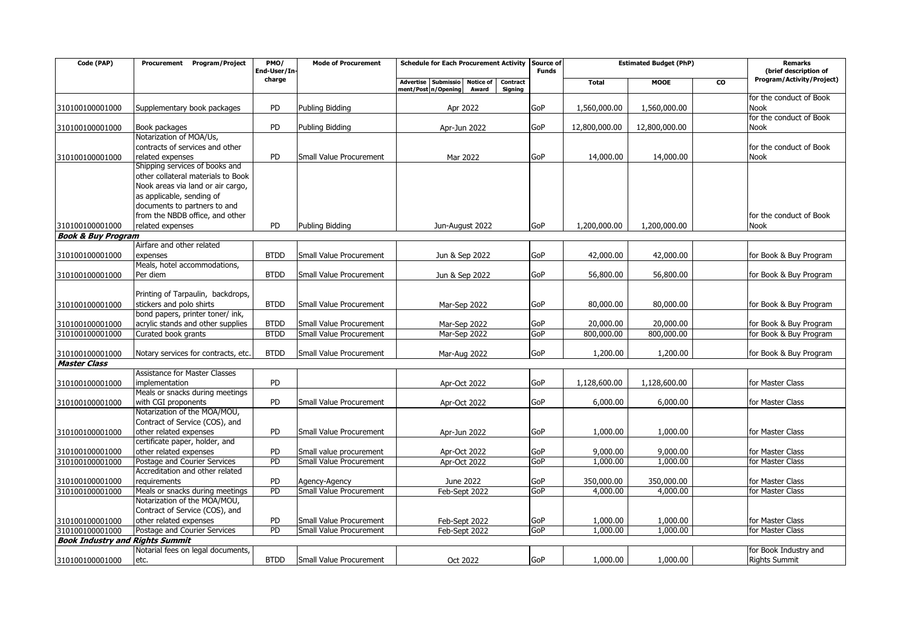| Code (PAP) | Procurement Program/Project | PMO/ End-User/In-charge | Mode of Procurement | Schedule for Each Procurement Activity | | | | Source of Funds | Estimated Budget (PhP) | | | Remarks (brief description of Program/Activity/Project) |
|---|---|---|---|---|---|---|---|---|---|---|---|---|
| | | | | Advertisement/Posting | Submission/Opening | Notice of Award | Contract Signing | | Total | MOOE | CO | |
| 310100100001000 | Supplementary book packages | PD | Publing Bidding | Apr 2022 | | | | GoP | 1,560,000.00 | 1,560,000.00 | | for the conduct of Book Nook |
| 310100100001000 | Book packages | PD | Publing Bidding | Apr-Jun 2022 | | | | GoP | 12,800,000.00 | 12,800,000.00 | | for the conduct of Book Nook |
| 310100100001000 | Notarization of MOA/Us, contracts of services and other related expenses | PD | Small Value Procurement | Mar 2022 | | | | GoP | 14,000.00 | 14,000.00 | | for the conduct of Book Nook |
| 310100100001000 | Shipping services of books and other collateral materials to Book Nook areas via land or air cargo, as applicable, sending of documents to partners to and from the NBDB office, and other related expenses | PD | Publing Bidding | Jun-August 2022 | | | | GoP | 1,200,000.00 | 1,200,000.00 | | for the conduct of Book Nook |
| ***Book & Buy Program*** | | | | | | | | | | | | |
| 310100100001000 | Airfare and other related expenses | BTDD | Small Value Procurement | Jun & Sep 2022 | | | | GoP | 42,000.00 | 42,000.00 | | for Book & Buy Program |
| 310100100001000 | Meals, hotel accommodations, Per diem | BTDD | Small Value Procurement | Jun & Sep 2022 | | | | GoP | 56,800.00 | 56,800.00 | | for Book & Buy Program |
| 310100100001000 | Printing of Tarpaulin, backdrops, stickers and polo shirts | BTDD | Small Value Procurement | Mar-Sep 2022 | | | | GoP | 80,000.00 | 80,000.00 | | for Book & Buy Program |
| 310100100001000 | bond papers, printer toner/ ink, acrylic stands and other supplies | BTDD | Small Value Procurement | Mar-Sep 2022 | | | | GoP | 20,000.00 | 20,000.00 | | for Book & Buy Program |
| 310100100001000 | Curated book grants | BTDD | Small Value Procurement | Mar-Sep 2022 | | | | GoP | 800,000.00 | 800,000.00 | | for Book & Buy Program |
| 310100100001000 | Notary services for contracts, etc. | BTDD | Small Value Procurement | Mar-Aug 2022 | | | | GoP | 1,200.00 | 1,200.00 | | for Book & Buy Program |
| ***Master Class*** | | | | | | | | | | | | |
| 310100100001000 | Assistance for Master Classes implementation | PD | | Apr-Oct 2022 | | | | GoP | 1,128,600.00 | 1,128,600.00 | | for Master Class |
| 310100100001000 | Meals or snacks during meetings with CGI proponents | PD | Small Value Procurement | Apr-Oct 2022 | | | | GoP | 6,000.00 | 6,000.00 | | for Master Class |
| 310100100001000 | Notarization of the MOA/MOU, Contract of Service (COS), and other related expenses | PD | Small Value Procurement | Apr-Jun 2022 | | | | GoP | 1,000.00 | 1,000.00 | | for Master Class |
| 310100100001000 | certificate paper, holder, and other related expenses | PD | Small value procurement | Apr-Oct 2022 | | | | GoP | 9,000.00 | 9,000.00 | | for Master Class |
| 310100100001000 | Postage and Courier Services | PD | Small Value Procurement | Apr-Oct 2022 | | | | GoP | 1,000.00 | 1,000.00 | | for Master Class |
| 310100100001000 | Accreditation and other related requirements | PD | Agency-Agency | June 2022 | | | | GoP | 350,000.00 | 350,000.00 | | for Master Class |
| 310100100001000 | Meals or snacks during meetings | PD | Small Value Procurement | Feb-Sept 2022 | | | | GoP | 4,000.00 | 4,000.00 | | for Master Class |
| 310100100001000 | Notarization of the MOA/MOU, Contract of Service (COS), and other related expenses | PD | Small Value Procurement | Feb-Sept 2022 | | | | GoP | 1,000.00 | 1,000.00 | | for Master Class |
| 310100100001000 | Postage and Courier Services | PD | Small Value Procurement | Feb-Sept 2022 | | | | GoP | 1,000.00 | 1,000.00 | | for Master Class |
| ***Book Industry and Rights Summit*** | | | | | | | | | | | | |
| 310100100001000 | Notarial fees on legal documents, etc. | BTDD | Small Value Procurement | Oct 2022 | | | | GoP | 1,000.00 | 1,000.00 | | for Book Industry and Rights Summit |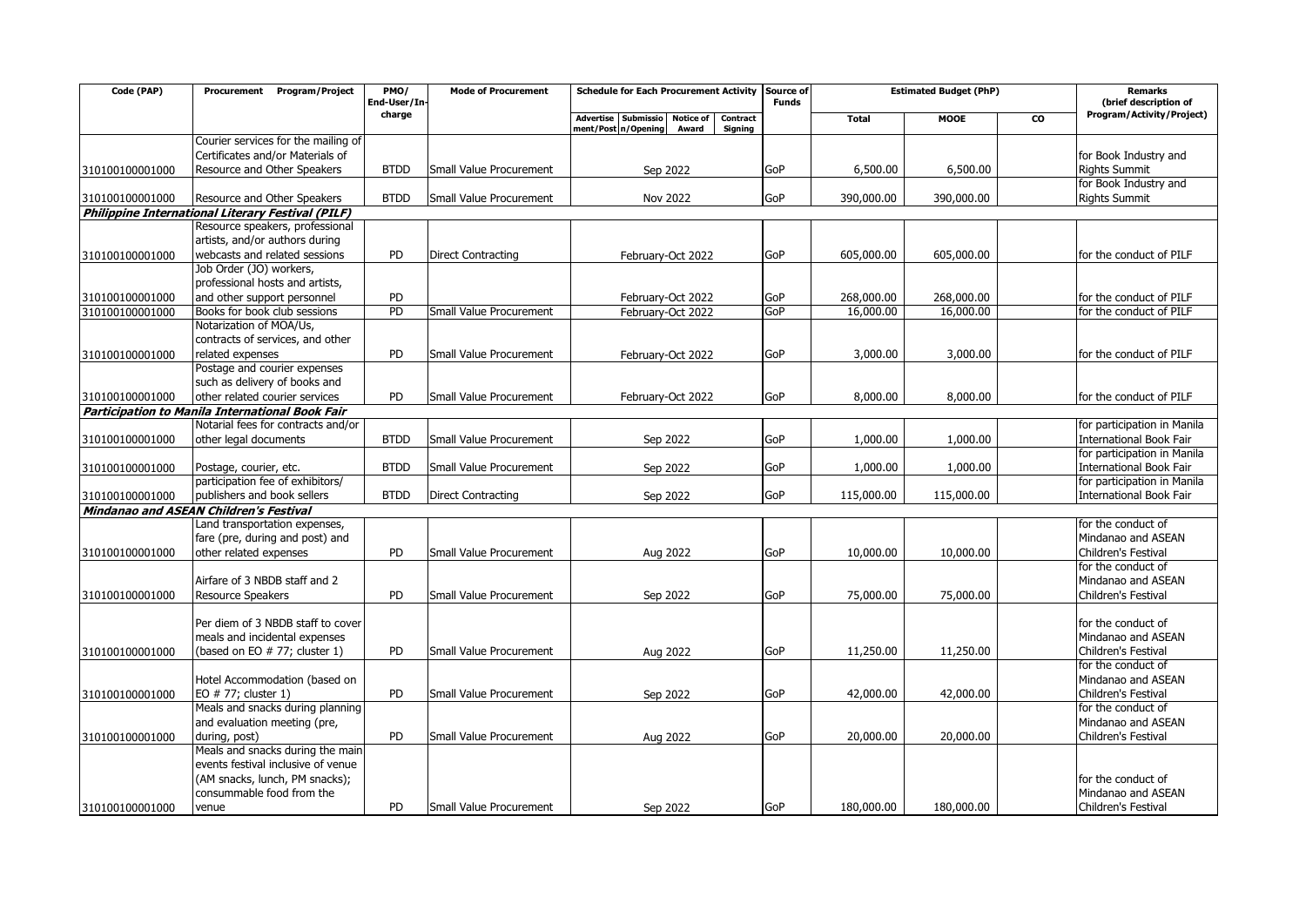| Code (PAP) | Procurement Program/Project | PMO/ End-User/In-charge | Mode of Procurement | Schedule for Each Procurement Activity | | | | Source of Funds | Estimated Budget (PhP) | | | Remarks (brief description of Program/Activity/Project) |
|---|---|---|---|---|---|---|---|---|---|---|---|---|
| | | | | Advertisement/Posting | Submission/Opening | Notice of Award | Contract Signing | | Total | MOOE | CO | |
| 310100100001000 | Courier services for the mailing of Certificates and/or Materials of Resource and Other Speakers | BTDD | Small Value Procurement | Sep 2022 | | | | GoP | 6,500.00 | 6,500.00 | | for Book Industry and Rights Summit |
| 310100100001000 | Resource and Other Speakers | BTDD | Small Value Procurement | Nov 2022 | | | | GoP | 390,000.00 | 390,000.00 | | for Book Industry and Rights Summit |
| | ***Philippine International Literary Festival (PILF)*** | | | | | | | | | | | |
| 310100100001000 | Resource speakers, professional artists, and/or authors during webcasts and related sessions | PD | Direct Contracting | February-Oct 2022 | | | | GoP | 605,000.00 | 605,000.00 | | for the conduct of PILF |
| 310100100001000 | Job Order (JO) workers, professional hosts and artists, and other support personnel | PD | | February-Oct 2022 | | | | GoP | 268,000.00 | 268,000.00 | | for the conduct of PILF |
| 310100100001000 | Books for book club sessions | PD | Small Value Procurement | February-Oct 2022 | | | | GoP | 16,000.00 | 16,000.00 | | for the conduct of PILF |
| 310100100001000 | Notarization of MOA/Us, contracts of services, and other related expenses | PD | Small Value Procurement | February-Oct 2022 | | | | GoP | 3,000.00 | 3,000.00 | | for the conduct of PILF |
| 310100100001000 | Postage and courier expenses such as delivery of books and other related courier services | PD | Small Value Procurement | February-Oct 2022 | | | | GoP | 8,000.00 | 8,000.00 | | for the conduct of PILF |
| | ***Participation to Manila International Book Fair*** | | | | | | | | | | | |
| 310100100001000 | Notarial fees for contracts and/or other legal documents | BTDD | Small Value Procurement | Sep 2022 | | | | GoP | 1,000.00 | 1,000.00 | | for participation in Manila International Book Fair |
| 310100100001000 | Postage, courier, etc. | BTDD | Small Value Procurement | Sep 2022 | | | | GoP | 1,000.00 | 1,000.00 | | for participation in Manila International Book Fair |
| 310100100001000 | participation fee of exhibitors/ publishers and book sellers | BTDD | Direct Contracting | Sep 2022 | | | | GoP | 115,000.00 | 115,000.00 | | for participation in Manila International Book Fair |
| | ***Mindanao and ASEAN Children's Festival*** | | | | | | | | | | | |
| 310100100001000 | Land transportation expenses, fare (pre, during and post) and other related expenses | PD | Small Value Procurement | Aug 2022 | | | | GoP | 10,000.00 | 10,000.00 | | for the conduct of Mindanao and ASEAN Children's Festival |
| 310100100001000 | Airfare of 3 NBDB staff and 2 Resource Speakers | PD | Small Value Procurement | Sep 2022 | | | | GoP | 75,000.00 | 75,000.00 | | for the conduct of Mindanao and ASEAN Children's Festival |
| 310100100001000 | Per diem of 3 NBDB staff to cover meals and incidental expenses (based on EO # 77; cluster 1) | PD | Small Value Procurement | Aug 2022 | | | | GoP | 11,250.00 | 11,250.00 | | for the conduct of Mindanao and ASEAN Children's Festival |
| 310100100001000 | Hotel Accommodation (based on EO # 77; cluster 1) | PD | Small Value Procurement | Sep 2022 | | | | GoP | 42,000.00 | 42,000.00 | | for the conduct of Mindanao and ASEAN Children's Festival |
| 310100100001000 | Meals and snacks during planning and evaluation meeting (pre, during, post) | PD | Small Value Procurement | Aug 2022 | | | | GoP | 20,000.00 | 20,000.00 | | for the conduct of Mindanao and ASEAN Children's Festival |
| 310100100001000 | Meals and snacks during the main events festival inclusive of venue (AM snacks, lunch, PM snacks); consummable food from the venue | PD | Small Value Procurement | Sep 2022 | | | | GoP | 180,000.00 | 180,000.00 | | for the conduct of Mindanao and ASEAN Children's Festival |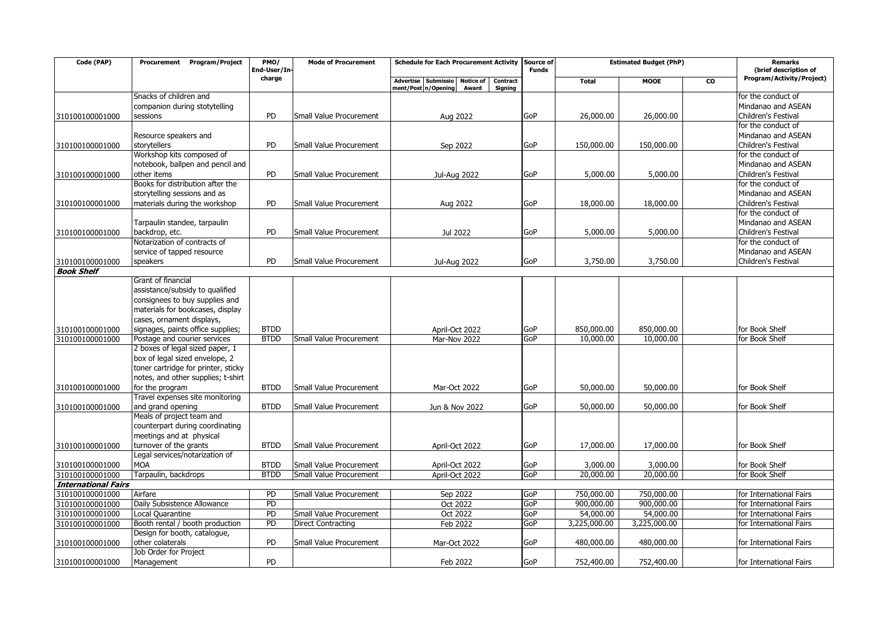| Code (PAP) | Procurement Program/Project | PMO/ End-User/In-charge | Mode of Procurement | Schedule for Each Procurement Activity | | | | Source of Funds | Estimated Budget (PhP) | | | Remarks (brief description of Program/Activity/Project) |
|---|---|---|---|---|---|---|---|---|---|---|---|---|
| | | | | Advertisement/Posting | Submission/Opening | Notice of Award | Contract Signing | | Total | MOOE | CO | |
| 310100100001000 | Snacks of children and companion during stotytelling sessions | PD | Small Value Procurement | Aug 2022 | | | | GoP | 26,000.00 | 26,000.00 | | for the conduct of Mindanao and ASEAN Children's Festival |
| 310100100001000 | Resource speakers and storytellers | PD | Small Value Procurement | Sep 2022 | | | | GoP | 150,000.00 | 150,000.00 | | for the conduct of Mindanao and ASEAN Children's Festival |
| 310100100001000 | Workshop kits composed of notebook, ballpen and pencil and other items | PD | Small Value Procurement | Jul-Aug 2022 | | | | GoP | 5,000.00 | 5,000.00 | | for the conduct of Mindanao and ASEAN Children's Festival |
| 310100100001000 | Books for distribution after the storytelling sessions and as materials during the workshop | PD | Small Value Procurement | Aug 2022 | | | | GoP | 18,000.00 | 18,000.00 | | for the conduct of Mindanao and ASEAN Children's Festival |
| 310100100001000 | Tarpaulin standee, tarpaulin backdrop, etc. | PD | Small Value Procurement | Jul 2022 | | | | GoP | 5,000.00 | 5,000.00 | | for the conduct of Mindanao and ASEAN Children's Festival |
| 310100100001000 | Notarization of contracts of service of tapped resource speakers | PD | Small Value Procurement | Jul-Aug 2022 | | | | GoP | 3,750.00 | 3,750.00 | | for the conduct of Mindanao and ASEAN Children's Festival |
| ***Book Shelf*** | | | | | | | | | | | | |
| 310100100001000 | Grant of financial assistance/subsidy to qualified consignees to buy supplies and materials for bookcases, display cases, ornament displays, signages, paints office supplies; | BTDD | | April-Oct 2022 | | | | GoP | 850,000.00 | 850,000.00 | | for Book Shelf |
| 310100100001000 | Postage and courier services | BTDD | Small Value Procurement | Mar-Nov 2022 | | | | GoP | 10,000.00 | 10,000.00 | | for Book Shelf |
| 310100100001000 | 2 boxes of legal sized paper, 1 box of legal sized envelope, 2 toner cartridge for printer, sticky notes, and other supplies; t-shirt for the program | BTDD | Small Value Procurement | Mar-Oct 2022 | | | | GoP | 50,000.00 | 50,000.00 | | for Book Shelf |
| 310100100001000 | Travel expenses site monitoring and grand opening | BTDD | Small Value Procurement | Jun & Nov 2022 | | | | GoP | 50,000.00 | 50,000.00 | | for Book Shelf |
| 310100100001000 | Meals of project team and counterpart during coordinating meetings and at physical turnover of the grants | BTDD | Small Value Procurement | April-Oct 2022 | | | | GoP | 17,000.00 | 17,000.00 | | for Book Shelf |
| 310100100001000 | Legal services/notarization of MOA | BTDD | Small Value Procurement | April-Oct 2022 | | | | GoP | 3,000.00 | 3,000.00 | | for Book Shelf |
| 310100100001000 | Tarpaulin, backdrops | BTDD | Small Value Procurement | April-Oct 2022 | | | | GoP | 20,000.00 | 20,000.00 | | for Book Shelf |
| ***International Fairs*** | | | | | | | | | | | | |
| 310100100001000 | Airfare | PD | Small Value Procurement | Sep 2022 | | | | GoP | 750,000.00 | 750,000.00 | | for International Fairs |
| 310100100001000 | Daily Subsistence Allowance | PD | | Oct 2022 | | | | GoP | 900,000.00 | 900,000.00 | | for International Fairs |
| 310100100001000 | Local Quarantine | PD | Small Value Procurement | Oct 2022 | | | | GoP | 54,000.00 | 54,000.00 | | for International Fairs |
| 310100100001000 | Booth rental / booth production | PD | Direct Contracting | Feb 2022 | | | | GoP | 3,225,000.00 | 3,225,000.00 | | for International Fairs |
| 310100100001000 | Design for booth, catalogue, other colaterals | PD | Small Value Procurement | Mar-Oct 2022 | | | | GoP | 480,000.00 | 480,000.00 | | for International Fairs |
| 310100100001000 | Job Order for Project Management | PD | | Feb 2022 | | | | GoP | 752,400.00 | 752,400.00 | | for International Fairs |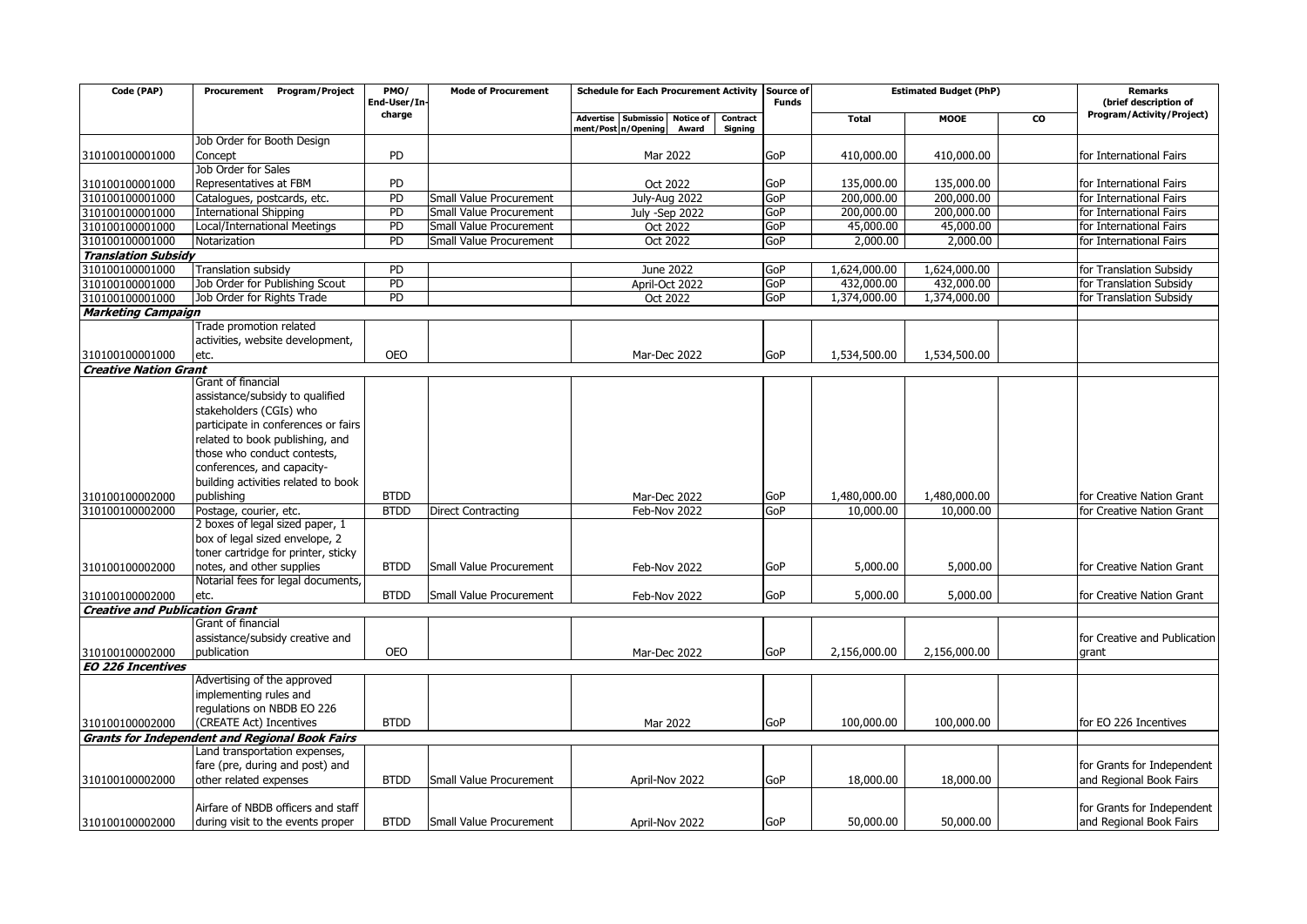| Code (PAP) | Procurement Program/Project | PMO/ End-User/In-charge | Mode of Procurement | Schedule for Each Procurement Activity | | | | Source of Funds | Estimated Budget (PhP) | | | Remarks (brief description of Program/Activity/Project) |
|---|---|---|---|---|---|---|---|---|---|---|---|---|
| | | | | Advertisement/Posting | Submission/Opening | Notice of Award | Contract Signing | | Total | MOOE | CO | |
| 310100100001000 | Job Order for Booth Design Concept | PD | | Mar 2022 | | | | GoP | 410,000.00 | 410,000.00 | | for International Fairs |
| 310100100001000 | Job Order for Sales Representatives at FBM | PD | | Oct 2022 | | | | GoP | 135,000.00 | 135,000.00 | | for International Fairs |
| 310100100001000 | Catalogues, postcards, etc. | PD | Small Value Procurement | July-Aug 2022 | | | | GoP | 200,000.00 | 200,000.00 | | for International Fairs |
| 310100100001000 | International Shipping | PD | Small Value Procurement | July -Sep 2022 | | | | GoP | 200,000.00 | 200,000.00 | | for International Fairs |
| 310100100001000 | Local/International Meetings | PD | Small Value Procurement | Oct 2022 | | | | GoP | 45,000.00 | 45,000.00 | | for International Fairs |
| 310100100001000 | Notarization | PD | Small Value Procurement | Oct 2022 | | | | GoP | 2,000.00 | 2,000.00 | | for International Fairs |
| ***Translation Subsidy*** | | | | | | | | | | | | |
| 310100100001000 | Translation subsidy | PD | | June 2022 | | | | GoP | 1,624,000.00 | 1,624,000.00 | | for Translation Subsidy |
| 310100100001000 | Job Order for Publishing Scout | PD | | April-Oct 2022 | | | | GoP | 432,000.00 | 432,000.00 | | for Translation Subsidy |
| 310100100001000 | Job Order for Rights Trade | PD | | Oct 2022 | | | | GoP | 1,374,000.00 | 1,374,000.00 | | for Translation Subsidy |
| ***Marketing Campaign*** | | | | | | | | | | | | |
| 310100100001000 | Trade promotion related activities, website development, etc. | OEO | | Mar-Dec 2022 | | | | GoP | 1,534,500.00 | 1,534,500.00 | | |
| ***Creative Nation Grant*** | | | | | | | | | | | | |
| 310100100002000 | Grant of financial assistance/subsidy to qualified stakeholders (CGIs) who participate in conferences or fairs related to book publishing, and those who conduct contests, conferences, and capacity-building activities related to book publishing | BTDD | | Mar-Dec 2022 | | | | GoP | 1,480,000.00 | 1,480,000.00 | | for Creative Nation Grant |
| 310100100002000 | Postage, courier, etc. | BTDD | Direct Contracting | Feb-Nov 2022 | | | | GoP | 10,000.00 | 10,000.00 | | for Creative Nation Grant |
| 310100100002000 | 2 boxes of legal sized paper, 1 box of legal sized envelope, 2 toner cartridge for printer, sticky notes, and other supplies | BTDD | Small Value Procurement | Feb-Nov 2022 | | | | GoP | 5,000.00 | 5,000.00 | | for Creative Nation Grant |
| 310100100002000 | Notarial fees for legal documents, etc. | BTDD | Small Value Procurement | Feb-Nov 2022 | | | | GoP | 5,000.00 | 5,000.00 | | for Creative Nation Grant |
| ***Creative and Publication Grant*** | | | | | | | | | | | | |
| 310100100002000 | Grant of financial assistance/subsidy creative and publication | OEO | | Mar-Dec 2022 | | | | GoP | 2,156,000.00 | 2,156,000.00 | | for Creative and Publication grant |
| ***EO 226 Incentives*** | | | | | | | | | | | | |
| 310100100002000 | Advertising of the approved implementing rules and regulations on NBDB EO 226 (CREATE Act) Incentives | BTDD | | Mar 2022 | | | | GoP | 100,000.00 | 100,000.00 | | for EO 226 Incentives |
| ***Grants for Independent and Regional Book Fairs*** | | | | | | | | | | | | |
| 310100100002000 | Land transportation expenses, fare (pre, during and post) and other related expenses | BTDD | Small Value Procurement | April-Nov 2022 | | | | GoP | 18,000.00 | 18,000.00 | | for Grants for Independent and Regional Book Fairs |
| 310100100002000 | Airfare of NBDB officers and staff during visit to the events proper | BTDD | Small Value Procurement | April-Nov 2022 | | | | GoP | 50,000.00 | 50,000.00 | | for Grants for Independent and Regional Book Fairs |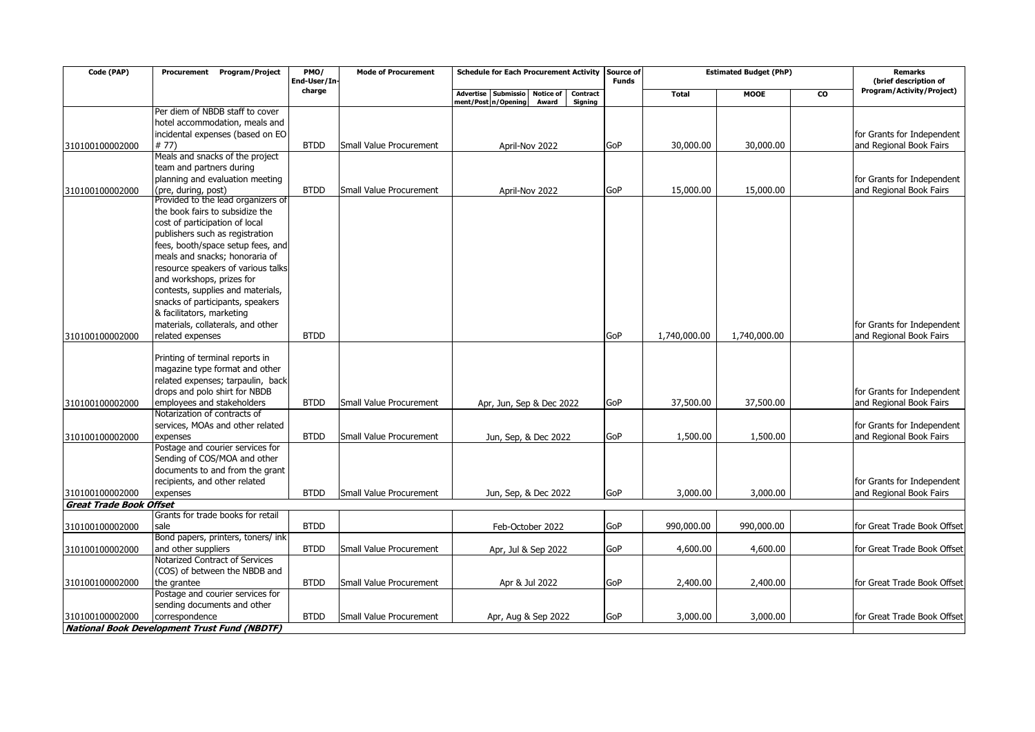| Code (PAP) | Procurement Program/Project | PMO/ End-User/In-charge | Mode of Procurement | Schedule for Each Procurement Activity | | | | Source of Funds | Estimated Budget (PhP) | | | Remarks (brief description of Program/Activity/Project) |
|---|---|---|---|---|---|---|---|---|---|---|---|---|
| | | | | Advertisement/Posting | Submission/Opening | Notice of Award | Contract Signing | | Total | MOOE | CO | |
| 310100100002000 | Per diem of NBDB staff to cover hotel accommodation, meals and incidental expenses (based on EO # 77) | BTDD | Small Value Procurement | April-Nov 2022 | | | | GoP | 30,000.00 | 30,000.00 | | for Grants for Independent and Regional Book Fairs |
| 310100100002000 | Meals and snacks of the project team and partners during planning and evaluation meeting (pre, during, post) | BTDD | Small Value Procurement | April-Nov 2022 | | | | GoP | 15,000.00 | 15,000.00 | | for Grants for Independent and Regional Book Fairs |
| 310100100002000 | Provided to the lead organizers of the book fairs to subsidize the cost of participation of local publishers such as registration fees, booth/space setup fees, and meals and snacks; honoraria of resource speakers of various talks and workshops, prizes for contests, supplies and materials, snacks of participants, speakers & facilitators, marketing materials, collaterals, and other related expenses | BTDD | | | | | | GoP | 1,740,000.00 | 1,740,000.00 | | for Grants for Independent and Regional Book Fairs |
| 310100100002000 | Printing of terminal reports in magazine type format and other related expenses; tarpaulin, back drops and polo shirt for NBDB employees and stakeholders | BTDD | Small Value Procurement | Apr, Jun, Sep & Dec 2022 | | | | GoP | 37,500.00 | 37,500.00 | | for Grants for Independent and Regional Book Fairs |
| 310100100002000 | Notarization of contracts of services, MOAs and other related expenses | BTDD | Small Value Procurement | Jun, Sep, & Dec 2022 | | | | GoP | 1,500.00 | 1,500.00 | | for Grants for Independent and Regional Book Fairs |
| 310100100002000 | Postage and courier services for Sending of COS/MOA and other documents to and from the grant recipients, and other related expenses | BTDD | Small Value Procurement | Jun, Sep, & Dec 2022 | | | | GoP | 3,000.00 | 3,000.00 | | for Grants for Independent and Regional Book Fairs |
| ***Great Trade Book Offset*** | | | | | | | | | | | | |
| 310100100002000 | Grants for trade books for retail sale | BTDD | | Feb-October 2022 | | | | GoP | 990,000.00 | 990,000.00 | | for Great Trade Book Offset |
| 310100100002000 | Bond papers, printers, toners/ ink and other suppliers | BTDD | Small Value Procurement | Apr, Jul & Sep 2022 | | | | GoP | 4,600.00 | 4,600.00 | | for Great Trade Book Offset |
| 310100100002000 | Notarized Contract of Services (COS) of between the NBDB and the grantee | BTDD | Small Value Procurement | Apr & Jul 2022 | | | | GoP | 2,400.00 | 2,400.00 | | for Great Trade Book Offset |
| 310100100002000 | Postage and courier services for sending documents and other correspondence | BTDD | Small Value Procurement | Apr, Aug & Sep 2022 | | | | GoP | 3,000.00 | 3,000.00 | | for Great Trade Book Offset |
| ***National Book Development Trust Fund (NBDTF)*** | | | | | | | | | | | | |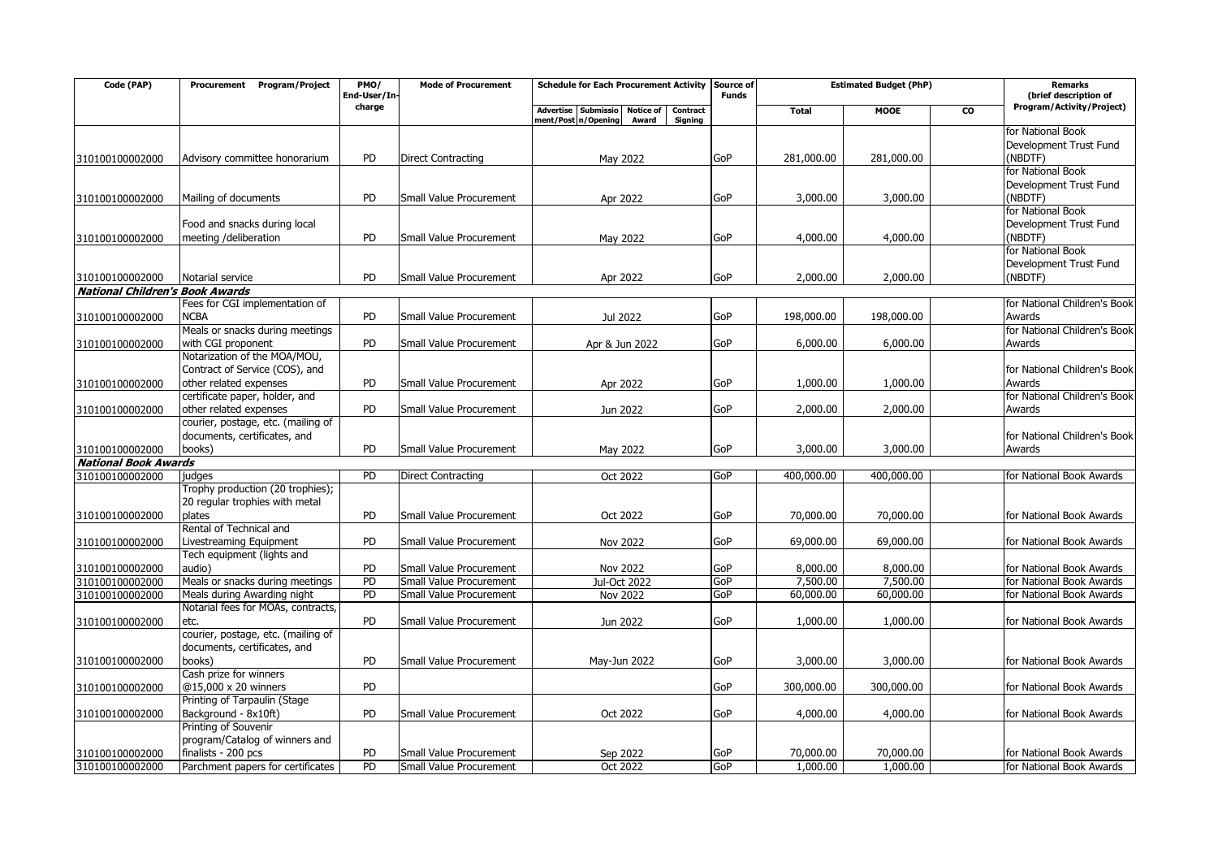| Code (PAP) | Procurement Program/Project | PMO/ End-User/In-charge | Mode of Procurement | Schedule for Each Procurement Activity | | | | Source of Funds | Estimated Budget (PhP) | | | Remarks (brief description of Program/Activity/Project) |
|---|---|---|---|---|---|---|---|---|---|---|---|---|
| | | | | Advertisement/Posting | Submission/Opening | Notice of Award | Contract Signing | | Total | MOOE | CO | |
| 310100100002000 | Advisory committee honorarium | PD | Direct Contracting | May 2022 | | | | GoP | 281,000.00 | 281,000.00 | | for National Book Development Trust Fund (NBDTF) |
| 310100100002000 | Mailing of documents | PD | Small Value Procurement | Apr 2022 | | | | GoP | 3,000.00 | 3,000.00 | | for National Book Development Trust Fund (NBDTF) |
| 310100100002000 | Food and snacks during local meeting /deliberation | PD | Small Value Procurement | May 2022 | | | | GoP | 4,000.00 | 4,000.00 | | for National Book Development Trust Fund (NBDTF) |
| 310100100002000 | Notarial service | PD | Small Value Procurement | Apr 2022 | | | | GoP | 2,000.00 | 2,000.00 | | for National Book Development Trust Fund (NBDTF) |
| ***National Children's Book Awards*** | | | | | | | | | | | | |
| 310100100002000 | Fees for CGI implementation of NCBA | PD | Small Value Procurement | Jul 2022 | | | | GoP | 198,000.00 | 198,000.00 | | for National Children's Book Awards |
| 310100100002000 | Meals or snacks during meetings with CGI proponent | PD | Small Value Procurement | Apr & Jun 2022 | | | | GoP | 6,000.00 | 6,000.00 | | for National Children's Book Awards |
| 310100100002000 | Notarization of the MOA/MOU, Contract of Service (COS), and other related expenses | PD | Small Value Procurement | Apr 2022 | | | | GoP | 1,000.00 | 1,000.00 | | for National Children's Book Awards |
| 310100100002000 | certificate paper, holder, and other related expenses | PD | Small Value Procurement | Jun 2022 | | | | GoP | 2,000.00 | 2,000.00 | | for National Children's Book Awards |
| 310100100002000 | courier, postage, etc. (mailing of documents, certificates, and books) | PD | Small Value Procurement | May 2022 | | | | GoP | 3,000.00 | 3,000.00 | | for National Children's Book Awards |
| ***National Book Awards*** | | | | | | | | | | | | |
| 310100100002000 | judges | PD | Direct Contracting | Oct 2022 | | | | GoP | 400,000.00 | 400,000.00 | | for National Book Awards |
| 310100100002000 | Trophy production (20 trophies); 20 regular trophies with metal plates | PD | Small Value Procurement | Oct 2022 | | | | GoP | 70,000.00 | 70,000.00 | | for National Book Awards |
| 310100100002000 | Rental of Technical and Livestreaming Equipment | PD | Small Value Procurement | Nov 2022 | | | | GoP | 69,000.00 | 69,000.00 | | for National Book Awards |
| 310100100002000 | Tech equipment (lights and audio) | PD | Small Value Procurement | Nov 2022 | | | | GoP | 8,000.00 | 8,000.00 | | for National Book Awards |
| 310100100002000 | Meals or snacks during meetings | PD | Small Value Procurement | Jul-Oct 2022 | | | | GoP | 7,500.00 | 7,500.00 | | for National Book Awards |
| 310100100002000 | Meals during Awarding night | PD | Small Value Procurement | Nov 2022 | | | | GoP | 60,000.00 | 60,000.00 | | for National Book Awards |
| 310100100002000 | Notarial fees for MOAs, contracts, etc. | PD | Small Value Procurement | Jun 2022 | | | | GoP | 1,000.00 | 1,000.00 | | for National Book Awards |
| 310100100002000 | courier, postage, etc. (mailing of documents, certificates, and books) | PD | Small Value Procurement | May-Jun 2022 | | | | GoP | 3,000.00 | 3,000.00 | | for National Book Awards |
| 310100100002000 | Cash prize for winners @15,000 x 20 winners | PD | | | | | | GoP | 300,000.00 | 300,000.00 | | for National Book Awards |
| 310100100002000 | Printing of Tarpaulin (Stage Background - 8x10ft) | PD | Small Value Procurement | Oct 2022 | | | | GoP | 4,000.00 | 4,000.00 | | for National Book Awards |
| 310100100002000 | Printing of Souvenir program/Catalog of winners and finalists - 200 pcs | PD | Small Value Procurement | Sep 2022 | | | | GoP | 70,000.00 | 70,000.00 | | for National Book Awards |
| 310100100002000 | Parchment papers for certificates | PD | Small Value Procurement | Oct 2022 | | | | GoP | 1,000.00 | 1,000.00 | | for National Book Awards |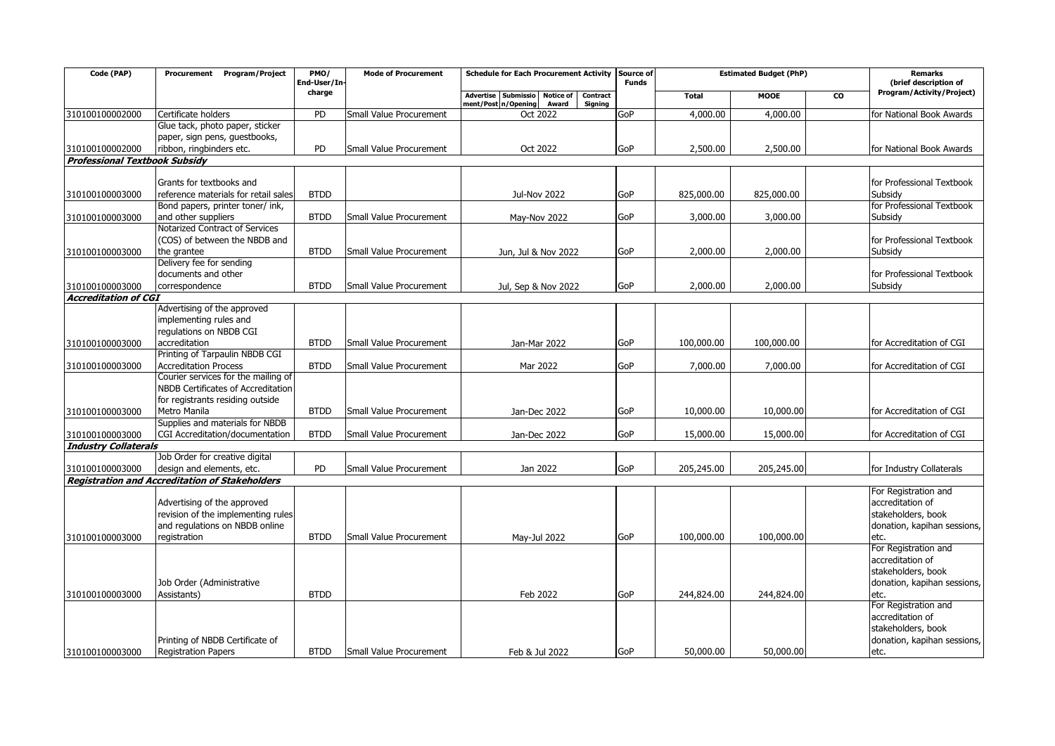| Code (PAP) | Procurement Program/Project | PMO/ End-User/In-charge | Mode of Procurement | Schedule for Each Procurement Activity | | | | Source of Funds | Estimated Budget (PhP) | | | Remarks (brief description of Program/Activity/Project) |
|---|---|---|---|---|---|---|---|---|---|---|---|---|
| | | | | Advertisement/Posting | Submission/Opening | Notice of Award | Contract Signing | | Total | MOOE | CO | |
| 310100100002000 | Certificate holders | PD | Small Value Procurement | Oct 2022 | | | | GoP | 4,000.00 | 4,000.00 | | for National Book Awards |
| 310100100002000 | Glue tack, photo paper, sticker paper, sign pens, guestbooks, ribbon, ringbinders etc. | PD | Small Value Procurement | Oct 2022 | | | | GoP | 2,500.00 | 2,500.00 | | for National Book Awards |
| ***Professional Textbook Subsidy*** | | | | | | | | | | | | |
| 310100100003000 | Grants for textbooks and reference materials for retail sales | BTDD | | Jul-Nov 2022 | | | | GoP | 825,000.00 | 825,000.00 | | for Professional Textbook Subsidy |
| 310100100003000 | Bond papers, printer toner/ ink, and other suppliers | BTDD | Small Value Procurement | May-Nov 2022 | | | | GoP | 3,000.00 | 3,000.00 | | for Professional Textbook Subsidy |
| 310100100003000 | Notarized Contract of Services (COS) of between the NBDB and the grantee | BTDD | Small Value Procurement | Jun, Jul & Nov 2022 | | | | GoP | 2,000.00 | 2,000.00 | | for Professional Textbook Subsidy |
| 310100100003000 | Delivery fee for sending documents and other correspondence | BTDD | Small Value Procurement | Jul, Sep & Nov 2022 | | | | GoP | 2,000.00 | 2,000.00 | | for Professional Textbook Subsidy |
| ***Accreditation of CGI*** | | | | | | | | | | | | |
| 310100100003000 | Advertising of the approved implementing rules and regulations on NBDB CGI accreditation | BTDD | Small Value Procurement | Jan-Mar 2022 | | | | GoP | 100,000.00 | 100,000.00 | | for Accreditation of CGI |
| 310100100003000 | Printing of Tarpaulin NBDB CGI Accreditation Process | BTDD | Small Value Procurement | Mar 2022 | | | | GoP | 7,000.00 | 7,000.00 | | for Accreditation of CGI |
| 310100100003000 | Courier services for the mailing of NBDB Certificates of Accreditation for registrants residing outside Metro Manila | BTDD | Small Value Procurement | Jan-Dec 2022 | | | | GoP | 10,000.00 | 10,000.00 | | for Accreditation of CGI |
| 310100100003000 | Supplies and materials for NBDB CGI Accreditation/documentation | BTDD | Small Value Procurement | Jan-Dec 2022 | | | | GoP | 15,000.00 | 15,000.00 | | for Accreditation of CGI |
| ***Industry Collaterals*** | | | | | | | | | | | | |
| 310100100003000 | Job Order for creative digital design and elements, etc. | PD | Small Value Procurement | Jan 2022 | | | | GoP | 205,245.00 | 205,245.00 | | for Industry Collaterals |
| ***Registration and Accreditation of Stakeholders*** | | | | | | | | | | | | |
| 310100100003000 | Advertising of the approved revision of the implementing rules and regulations on NBDB online registration | BTDD | Small Value Procurement | May-Jul 2022 | | | | GoP | 100,000.00 | 100,000.00 | | For Registration and accreditation of stakeholders, book donation, kapihan sessions, etc. |
| 310100100003000 | Job Order (Administrative Assistants) | BTDD | | Feb 2022 | | | | GoP | 244,824.00 | 244,824.00 | | For Registration and accreditation of stakeholders, book donation, kapihan sessions, etc. |
| 310100100003000 | Printing of NBDB Certificate of Registration Papers | BTDD | Small Value Procurement | Feb & Jul 2022 | | | | GoP | 50,000.00 | 50,000.00 | | For Registration and accreditation of stakeholders, book donation, kapihan sessions, etc. |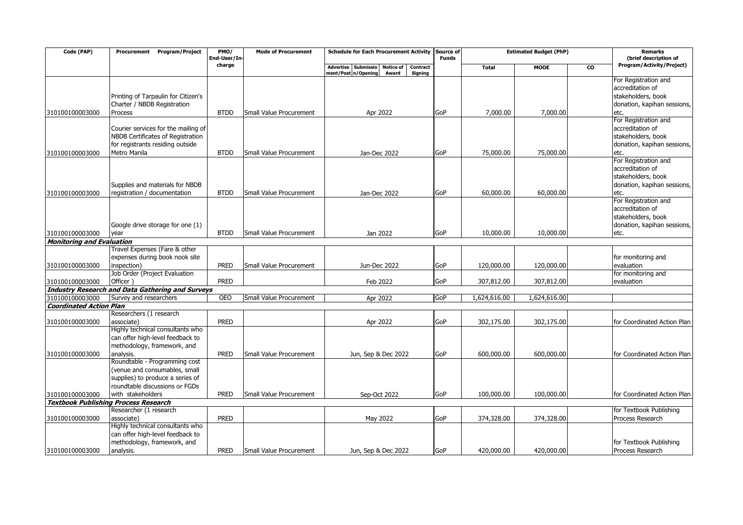| Code (PAP) | Procurement Program/Project | PMO/ End-User/In-charge | Mode of Procurement | Schedule for Each Procurement Activity | | | | Source of Funds | Estimated Budget (PhP) | | | Remarks (brief description of Program/Activity/Project) |
|---|---|---|---|---|---|---|---|---|---|---|---|---|
| | | | | Advertisement/Posting | Submission/Opening | Notice of Award | Contract Signing | | Total | MOOE | CO | |
| 310100100003000 | Printing of Tarpaulin for Citizen's Charter / NBDB Registration Process | BTDD | Small Value Procurement | Apr 2022 | | | | GoP | 7,000.00 | 7,000.00 | | For Registration and accreditation of stakeholders, book donation, kapihan sessions, etc. |
| 310100100003000 | Courier services for the mailing of NBDB Certificates of Registration for registrants residing outside Metro Manila | BTDD | Small Value Procurement | Jan-Dec 2022 | | | | GoP | 75,000.00 | 75,000.00 | | For Registration and accreditation of stakeholders, book donation, kapihan sessions, etc. |
| 310100100003000 | Supplies and materials for NBDB registration / documentation | BTDD | Small Value Procurement | Jan-Dec 2022 | | | | GoP | 60,000.00 | 60,000.00 | | For Registration and accreditation of stakeholders, book donation, kapihan sessions, etc. |
| 310100100003000 | Google drive storage for one (1) year | BTDD | Small Value Procurement | Jan 2022 | | | | GoP | 10,000.00 | 10,000.00 | | For Registration and accreditation of stakeholders, book donation, kapihan sessions, etc. |
| ***Monitoring and Evaluation*** | | | | | | | | | | | | |
| 310100100003000 | Travel Expenses (Fare & other expenses during book nook site inspection) | PRED | Small Value Procurement | Jun-Dec 2022 | | | | GoP | 120,000.00 | 120,000.00 | | for monitoring and evaluation |
| 310100100003000 | Job Order (Project Evaluation Officer ) | PRED | | Feb 2022 | | | | GoP | 307,812.00 | 307,812.00 | | for monitoring and evaluation |
| ***Industry Research and Data Gathering and Surveys*** | | | | | | | | | | | | |
| 310100100003000 | Survey and researchers | OEO | Small Value Procurement | Apr 2022 | | | | GoP | 1,624,616.00 | 1,624,616.00 | | |
| ***Coordinated Action Plan*** | | | | | | | | | | | | |
| 310100100003000 | Researchers (1 research associate) | PRED | | Apr 2022 | | | | GoP | 302,175.00 | 302,175.00 | | for Coordinated Action Plan |
| 310100100003000 | Highly technical consultants who can offer high-level feedback to methodology, framework, and analysis. | PRED | Small Value Procurement | Jun, Sep & Dec 2022 | | | | GoP | 600,000.00 | 600,000.00 | | for Coordinated Action Plan |
| 310100100003000 | Roundtable - Programming cost (venue and consumables, small supplies) to produce a series of roundtable discussions or FGDs with stakeholders | PRED | Small Value Procurement | Sep-Oct 2022 | | | | GoP | 100,000.00 | 100,000.00 | | for Coordinated Action Plan |
| ***Textbook Publishing Process Research*** | | | | | | | | | | | | |
| 310100100003000 | Researcher (1 research associate) | PRED | | May 2022 | | | | GoP | 374,328.00 | 374,328.00 | | for Textbook Publishing Process Research |
| 310100100003000 | Highly technical consultants who can offer high-level feedback to methodology, framework, and analysis. | PRED | Small Value Procurement | Jun, Sep & Dec 2022 | | | | GoP | 420,000.00 | 420,000.00 | | for Textbook Publishing Process Research |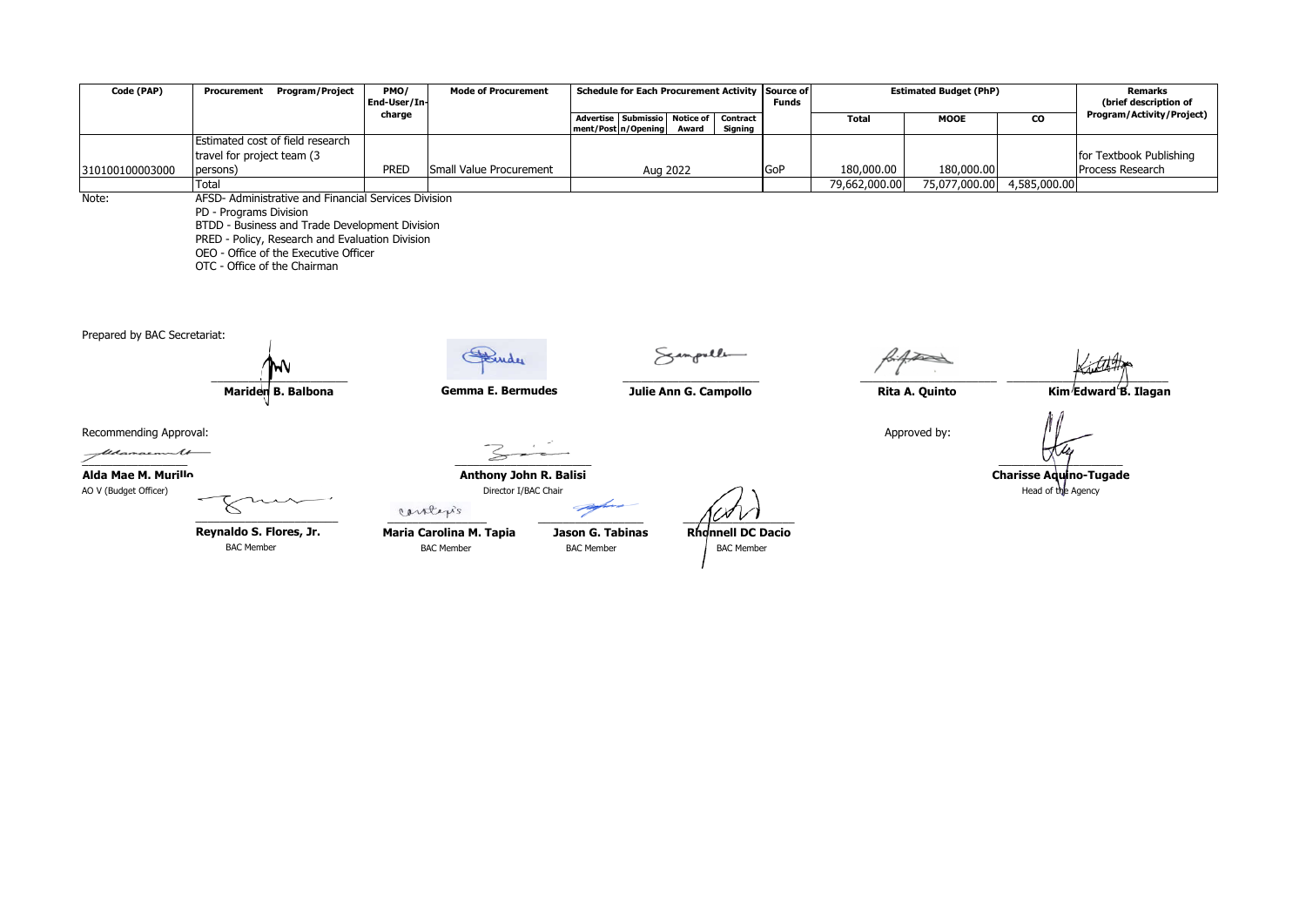| Code (PAP) | Procurement Program/Project | PMO/ End-User/In-charge | Mode of Procurement | Schedule for Each Procurement Activity | | | | Source of Funds | Estimated Budget (PhP) | | | Remarks (brief description of Program/Activity/Project) |
|---|---|---|---|---|---|---|---|---|---|---|---|---|
| | | | | Advertisement/Posting | Submission/Opening | Notice of Award | Contract Signing | | Total | MOOE | CO | |
| 310100100003000 | Estimated cost of field research travel for project team (3 persons) | PRED | Small Value Procurement | Aug 2022 | | | | GoP | 180,000.00 | 180,000.00 | | for Textbook Publishing Process Research |
| | Total | | | | | | | | 79,662,000.00 | 75,077,000.00 | 4,585,000.00 | |

Note:
AFSD- Administrative and Financial Services Division
PD - Programs Division
BTDD - Business and Trade Development Division
PRED - Policy, Research and Evaluation Division
OEO - Office of the Executive Officer
OTC - Office of the Chairman

Prepared by BAC Secretariat:

**Mariden B. Balbona** | **Gemma E. Bermudes** | **Julie Ann G. Campollo** | **Rita A. Quinto** | **Kim Edward B. Ilagan**

Recommending Approval:

**Alda Mae M. Murillo**
AO V (Budget Officer)

**Anthony John R. Balisi**
Director I/BAC Chair

**Reynaldo S. Flores, Jr.**
BAC Member

**Maria Carolina M. Tapia**
BAC Member

**Jason G. Tabinas**
BAC Member

**Rhonnell DC Dacio**
BAC Member

Approved by:

**Charisse Aquino-Tugade**
Head of the Agency